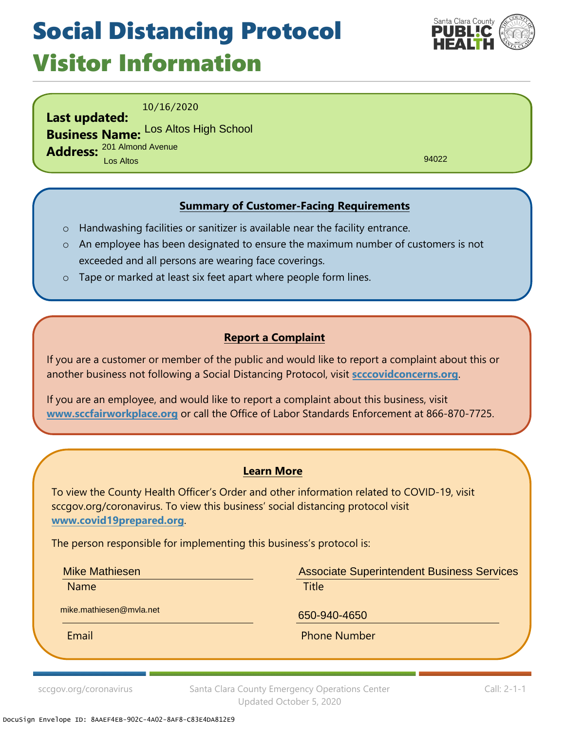# Social Distancing Protocol

## Visitor Information

**Last updated:** 10/16/2020
**Business Name:** Los Altos High School
**Address:** 201 Almond Avenue
Los Altos 94022

### Summary of Customer-Facing Requirements

- Handwashing facilities or sanitizer is available near the facility entrance.
- An employee has been designated to ensure the maximum number of customers is not exceeded and all persons are wearing face coverings.
- Tape or marked at least six feet apart where people form lines.

### Report a Complaint

If you are a customer or member of the public and would like to report a complaint about this or another business not following a Social Distancing Protocol, visit **scccovidconcerns.org**.

If you are an employee, and would like to report a complaint about this business, visit **www.sccfairworkplace.org** or call the Office of Labor Standards Enforcement at 866-870-7725.

### Learn More

To view the County Health Officer's Order and other information related to COVID-19, visit sccgov.org/coronavirus. To view this business' social distancing protocol visit **www.covid19prepared.org**.

The person responsible for implementing this business's protocol is:

| Name | Title |
| --- | --- |
| Mike Mathiesen | Associate Superintendent Business Services |

| Email | Phone Number |
| --- | --- |
| mike.mathiesen@mvla.net | 650-940-4650 |

sccgov.org/coronavirus — Santa Clara County Emergency Operations Center, Updated October 5, 2020 — Call: 2-1-1

DocuSign Envelope ID: 8AAEF4EB-902C-4A02-8AF8-C83E4DA812E9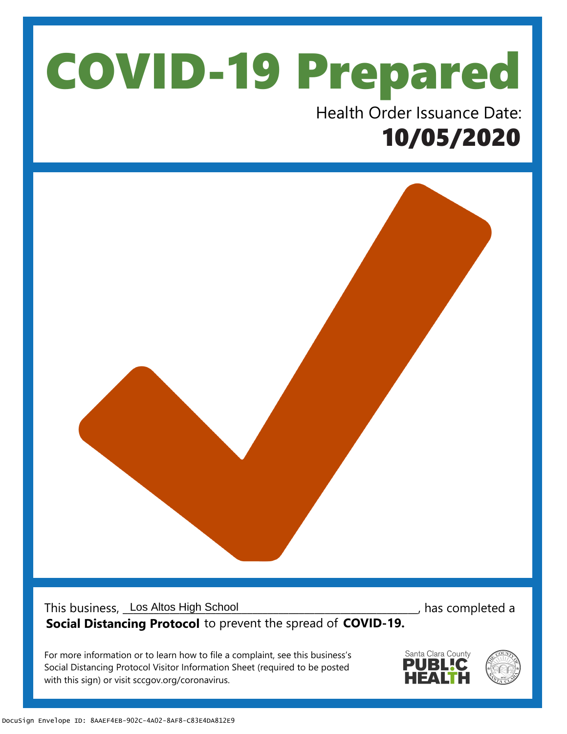# COVID-19 Prepared

Health Order Issuance Date:

**10/05/2020**

This business, Los Altos High School, has completed a **Social Distancing Protocol** to prevent the spread of **COVID-19.**

For more information or to learn how to file a complaint, see this business's Social Distancing Protocol Visitor Information Sheet (required to be posted with this sign) or visit sccgov.org/coronavirus.

Santa Clara County PUBLIC HEALTH

DocuSign Envelope ID: 8AAEF4EB-902C-4A02-8AF8-C83E4DA812E9